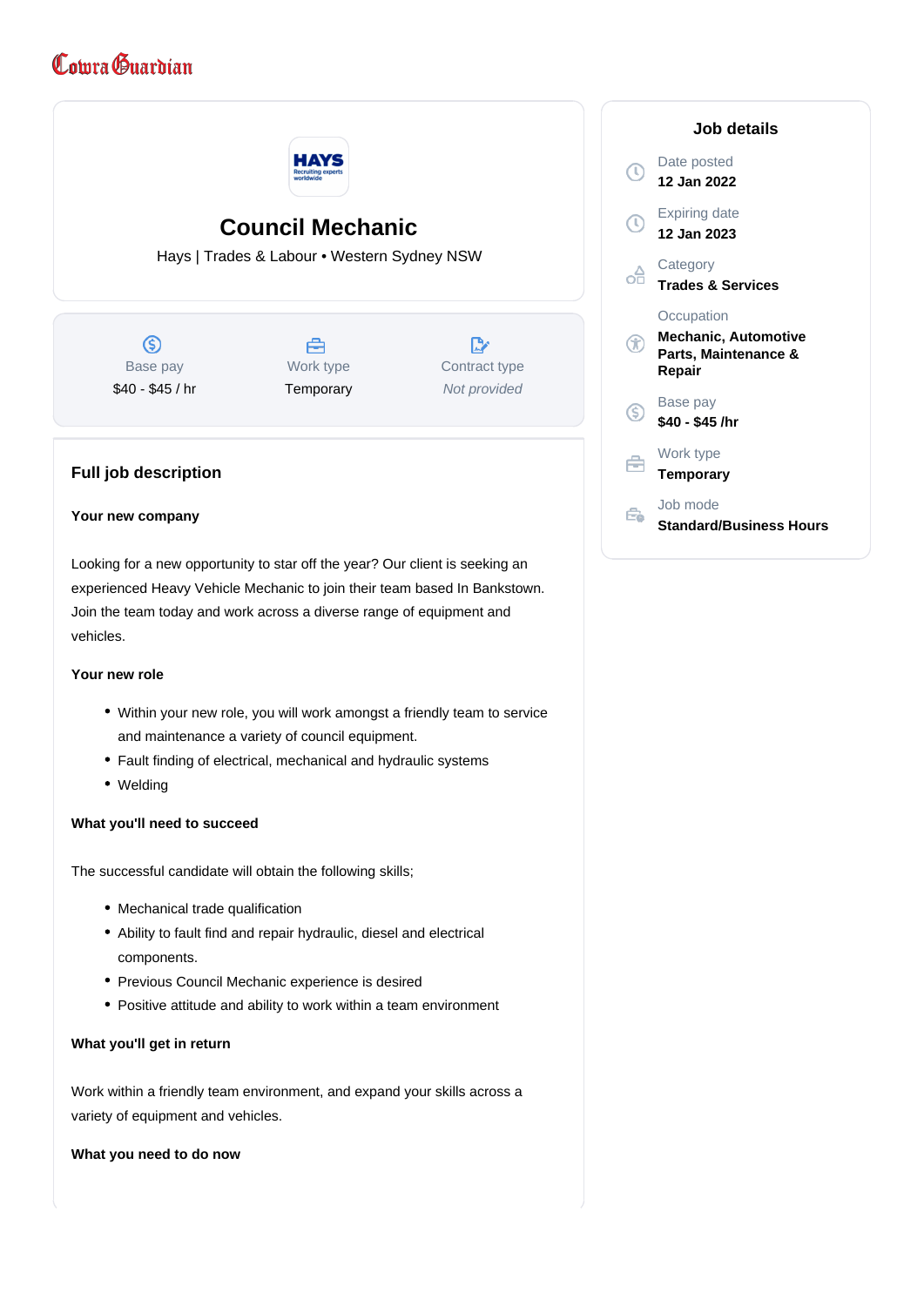Cowra Guardian

# Council Mechanic

Hays | Trades & Labour • Western Sydney NSW

| Base pay | Work type | Contract type |
|---|---|---|
| $40 - $45 / hr | Temporary | *Not provided* |

## Job details

**Date posted**
12 Jan 2022

**Expiring date**
12 Jan 2023

**Category**
Trades & Services

**Occupation**
Mechanic, Automotive Parts, Maintenance & Repair

**Base pay**
$40 - $45 /hr

**Work type**
Temporary

**Job mode**
Standard/Business Hours

## Full job description

**Your new company**

Looking for a new opportunity to star off the year? Our client is seeking an experienced Heavy Vehicle Mechanic to join their team based In Bankstown. Join the team today and work across a diverse range of equipment and vehicles.

**Your new role**

- Within your new role, you will work amongst a friendly team to service and maintenance a variety of council equipment.
- Fault finding of electrical, mechanical and hydraulic systems
- Welding

**What you'll need to succeed**

The successful candidate will obtain the following skills;

- Mechanical trade qualification
- Ability to fault find and repair hydraulic, diesel and electrical components.
- Previous Council Mechanic experience is desired
- Positive attitude and ability to work within a team environment

**What you'll get in return**

Work within a friendly team environment, and expand your skills across a variety of equipment and vehicles.

**What you need to do now**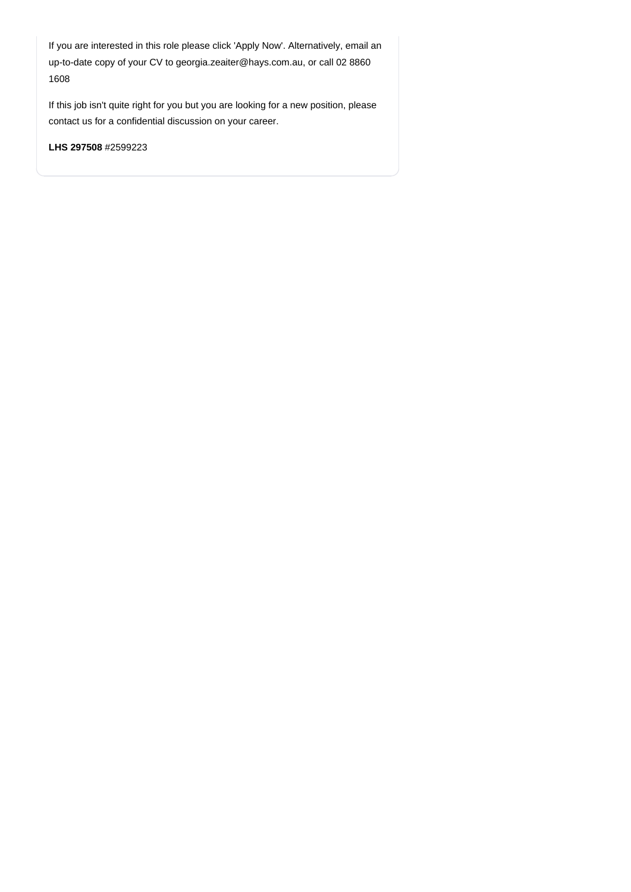If you are interested in this role please click 'Apply Now'. Alternatively, email an up-to-date copy of your CV to georgia.zeaiter@hays.com.au, or call 02 8860 1608

If this job isn't quite right for you but you are looking for a new position, please contact us for a confidential discussion on your career.

**LHS 297508** #2599223